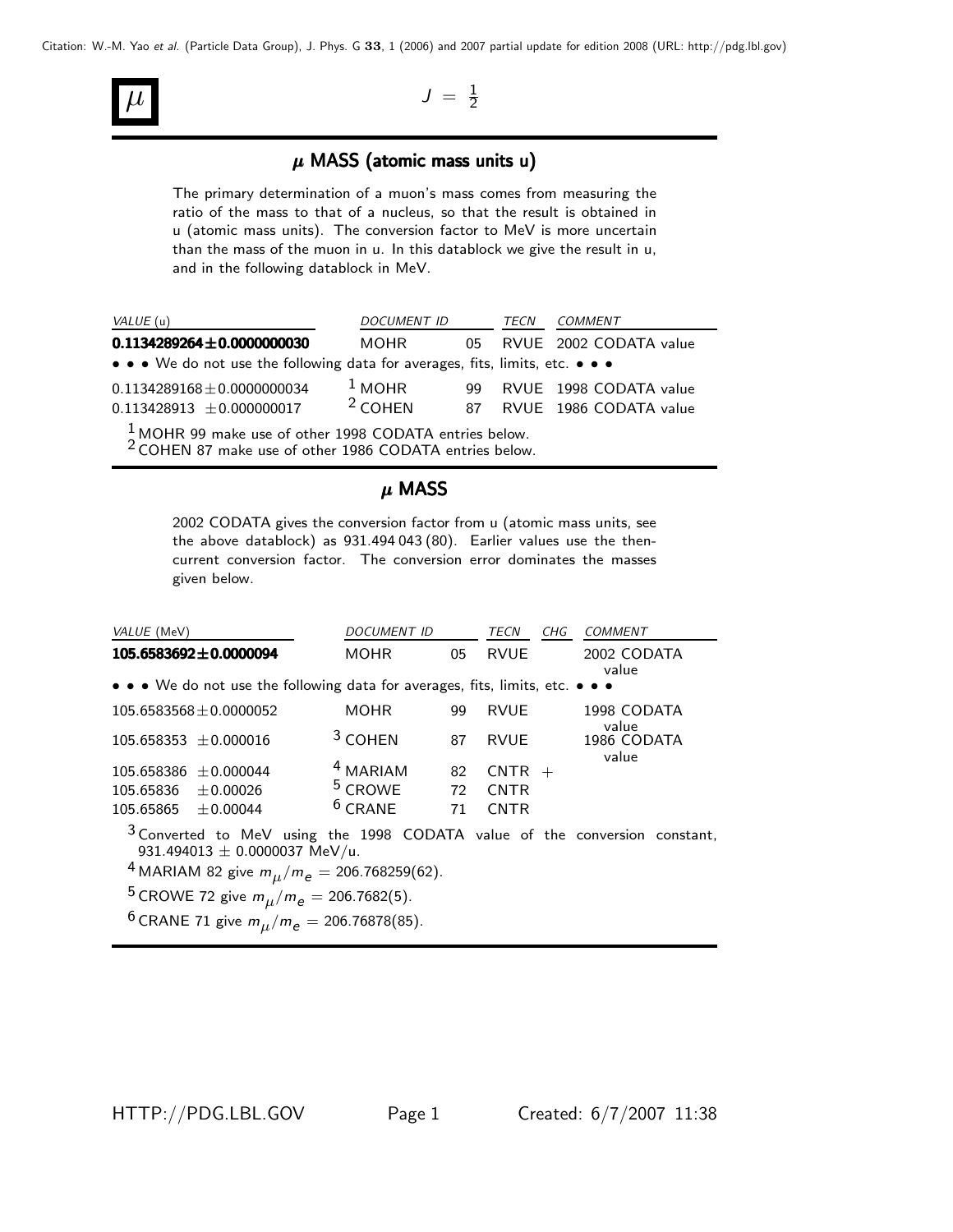# $\mu$

$J = \frac{1}{2}$

## $\mu$ MASS (atomic mass units u)

The primary determination of a muon's mass comes from measuring the ratio of the mass to that of a nucleus, so that the result is obtained in u (atomic mass units). The conversion factor to MeV is more uncertain than the mass of the muon in u. In this datablock we give the result in u, and in the following datablock in MeV.

| VALUE (u) | DOCUMENT ID | | TECN | COMMENT |
|---|---|---|---|---|
| **0.1134289264±0.0000000030** | MOHR | 05 | RVUE | 2002 CODATA value |
| • • • We do not use the following data for averages, fits, limits, etc. • • • | | | | |
| 0.1134289168±0.0000000034 | [1] MOHR | 99 | RVUE | 1998 CODATA value |
| 0.113428913 ±0.000000017 | [2] COHEN | 87 | RVUE | 1986 CODATA value |

[1] MOHR 99 make use of other 1998 CODATA entries below.
[2] COHEN 87 make use of other 1986 CODATA entries below.

## $\mu$ MASS

2002 CODATA gives the conversion factor from u (atomic mass units, see the above datablock) as 931.494 043 (80). Earlier values use the then-current conversion factor. The conversion error dominates the masses given below.

| VALUE (MeV) | DOCUMENT ID | | TECN | CHG | COMMENT |
|---|---|---|---|---|---|
| **105.6583692±0.0000094** | MOHR | 05 | RVUE | | 2002 CODATA value |
| • • • We do not use the following data for averages, fits, limits, etc. • • • | | | | | |
| 105.6583568±0.0000052 | MOHR | 99 | RVUE | | 1998 CODATA value |
| 105.658353 ±0.000016 | [3] COHEN | 87 | RVUE | | 1986 CODATA value |
| 105.658386 ±0.000044 | [4] MARIAM | 82 | CNTR | + | |
| 105.65836 ±0.00026 | [5] CROWE | 72 | CNTR | | |
| 105.65865 ±0.00044 | [6] CRANE | 71 | CNTR | | |

[3] Converted to MeV using the 1998 CODATA value of the conversion constant, 931.494013 ± 0.0000037 MeV/u.
[4] MARIAM 82 give $m_{\mu}/m_e$ = 206.768259(62).
[5] CROWE 72 give $m_{\mu}/m_e$ = 206.7682(5).
[6] CRANE 71 give $m_{\mu}/m_e$ = 206.76878(85).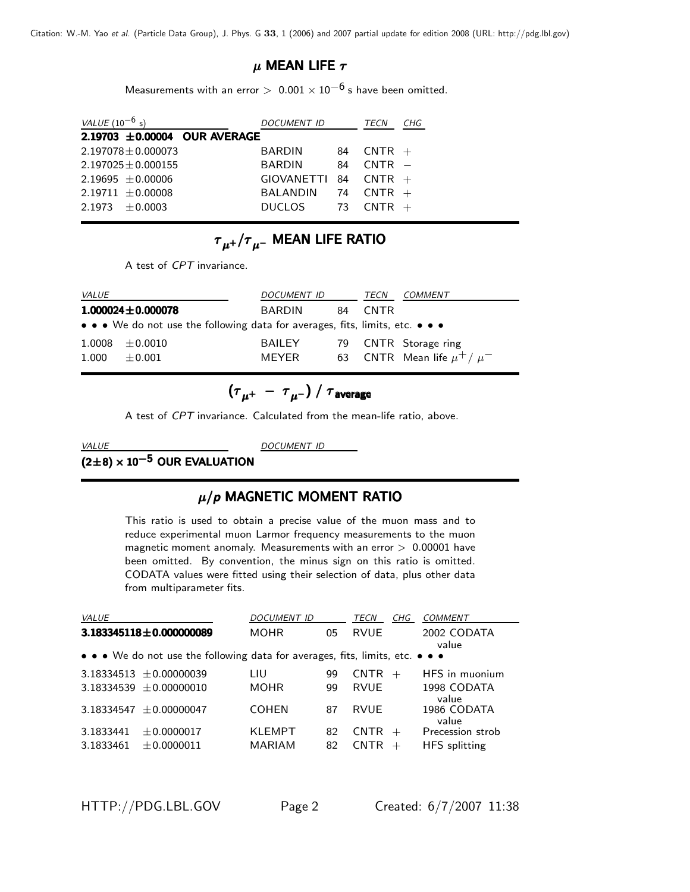## $\mu$ MEAN LIFE $\tau$

Measurements with an error $> 0.001 \times 10^{-6}$ s have been omitted.

| *VALUE* ($10^{-6}$ s) | *DOCUMENT ID* | | *TECN* | *CHG* |
|---|---|---|---|---|
| **2.19703 ±0.00004 OUR AVERAGE** | | | | |
| 2.197078±0.000073 | BARDIN | 84 | CNTR | + |
| 2.197025±0.000155 | BARDIN | 84 | CNTR | − |
| 2.19695 ±0.00006 | GIOVANETTI | 84 | CNTR | + |
| 2.19711 ±0.00008 | BALANDIN | 74 | CNTR | + |
| 2.1973 ±0.0003 | DUCLOS | 73 | CNTR | + |

## $\tau_{\mu^+}/\tau_{\mu^-}$ MEAN LIFE RATIO

A test of *CPT* invariance.

| *VALUE* | *DOCUMENT ID* | | *TECN* | *COMMENT* |
|---|---|---|---|---|
| **1.000024±0.000078** | BARDIN | 84 | CNTR | |
| • • • We do not use the following data for averages, fits, limits, etc. • • • | | | | |
| 1.0008 ±0.0010 | BAILEY | 79 | CNTR | Storage ring |
| 1.000 ±0.001 | MEYER | 63 | CNTR | Mean life $\mu^+/\mu^-$ |

## $(\tau_{\mu^+} - \tau_{\mu^-}) / \tau_{\text{average}}$

A test of *CPT* invariance. Calculated from the mean-life ratio, above.

| *VALUE* | *DOCUMENT ID* |
|---|---|
| **$(2\pm8) \times 10^{-5}$ OUR EVALUATION** | |

## $\mu/p$ MAGNETIC MOMENT RATIO

This ratio is used to obtain a precise value of the muon mass and to reduce experimental muon Larmor frequency measurements to the muon magnetic moment anomaly. Measurements with an error $> 0.00001$ have been omitted. By convention, the minus sign on this ratio is omitted. CODATA values were fitted using their selection of data, plus other data from multiparameter fits.

| *VALUE* | *DOCUMENT ID* | | *TECN* | *CHG* | *COMMENT* |
|---|---|---|---|---|---|
| **3.183345118±0.000000089** | MOHR | 05 | RVUE | | 2002 CODATA value |
| • • • We do not use the following data for averages, fits, limits, etc. • • • | | | | | |
| 3.18334513 ±0.00000039 | LIU | 99 | CNTR | + | HFS in muonium |
| 3.18334539 ±0.00000010 | MOHR | 99 | RVUE | | 1998 CODATA value |
| 3.18334547 ±0.00000047 | COHEN | 87 | RVUE | | 1986 CODATA value |
| 3.1833441 ±0.0000017 | KLEMPT | 82 | CNTR | + | Precession strob |
| 3.1833461 ±0.0000011 | MARIAM | 82 | CNTR | + | HFS splitting |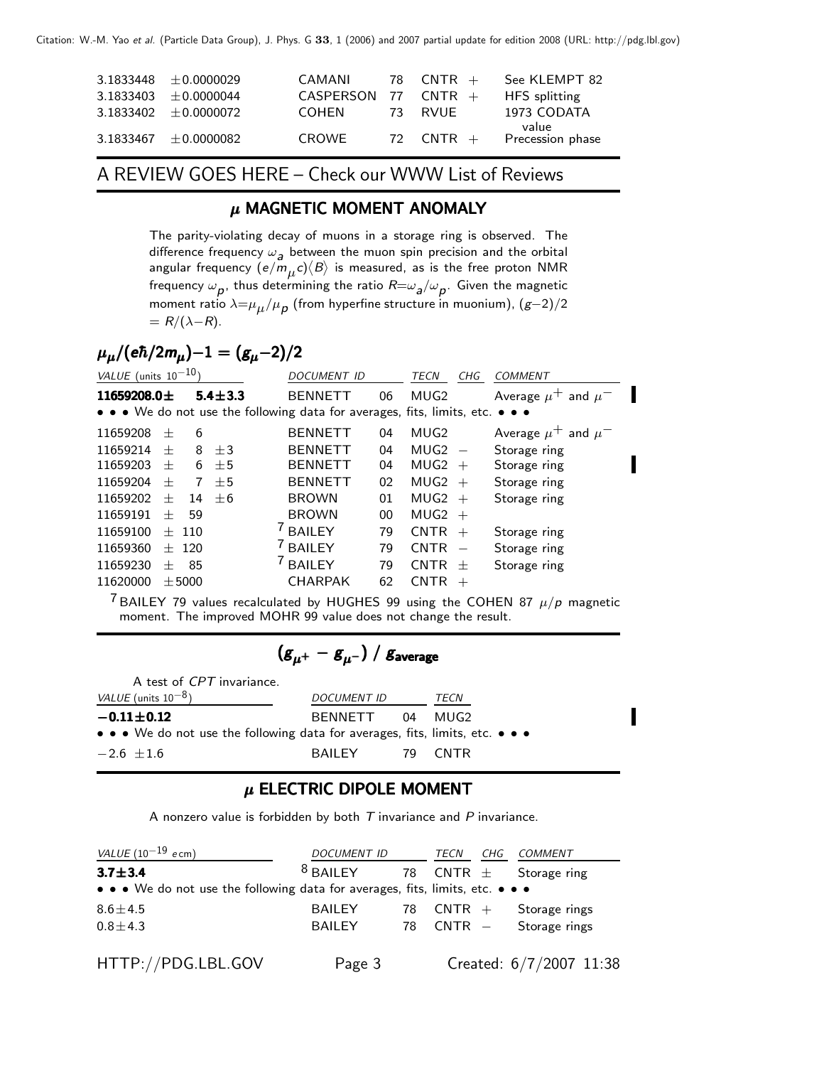| | | | | | | |
|---|---|---|---|---|---|---|
| 3.1833448 | ±0.0000029 | CAMANI | 78 | CNTR | + | See KLEMPT 82 |
| 3.1833403 | ±0.0000044 | CASPERSON | 77 | CNTR | + | HFS splitting |
| 3.1833402 | ±0.0000072 | COHEN | 73 | RVUE | | 1973 CODATA value |
| 3.1833467 | ±0.0000082 | CROWE | 72 | CNTR | + | Precession phase |

A REVIEW GOES HERE – Check our WWW List of Reviews

## $\mu$ MAGNETIC MOMENT ANOMALY

The parity-violating decay of muons in a storage ring is observed. The difference frequency $\omega_a$ between the muon spin precision and the orbital angular frequency $(e/m_\mu c)\langle B\rangle$ is measured, as is the free proton NMR frequency $\omega_p$, thus determining the ratio $R=\omega_a/\omega_p$. Given the magnetic moment ratio $\lambda=\mu_\mu/\mu_p$ (from hyperfine structure in muonium), $(g-2)/2 = R/(\lambda-R)$.

### $\mu_\mu/(e\hbar/2m_\mu)-1 = (g_\mu-2)/2$

| VALUE (units $10^{-10}$) | DOCUMENT ID | | TECN | CHG | COMMENT |
|---|---|---|---|---|---|
| **11659208.0± 5.4±3.3** | BENNETT | 06 | MUG2 | | Average $\mu^+$ and $\mu^-$ |
| • • • We do not use the following data for averages, fits, limits, etc. • • • | | | | | |
| 11659208 ± 6 | BENNETT | 04 | MUG2 | | Average $\mu^+$ and $\mu^-$ |
| 11659214 ± 8 ±3 | BENNETT | 04 | MUG2 | − | Storage ring |
| 11659203 ± 6 ±5 | BENNETT | 04 | MUG2 | + | Storage ring |
| 11659204 ± 7 ±5 | BENNETT | 02 | MUG2 | + | Storage ring |
| 11659202 ± 14 ±6 | BROWN | 01 | MUG2 | + | Storage ring |
| 11659191 ± 59 | BROWN | 00 | MUG2 | + | |
| 11659100 ± 110 | [7] BAILEY | 79 | CNTR | + | Storage ring |
| 11659360 ± 120 | [7] BAILEY | 79 | CNTR | − | Storage ring |
| 11659230 ± 85 | [7] BAILEY | 79 | CNTR | ± | Storage ring |
| 11620000 ±5000 | CHARPAK | 62 | CNTR | + | |

[7] BAILEY 79 values recalculated by HUGHES 99 using the COHEN 87 $\mu/p$ magnetic moment. The improved MOHR 99 value does not change the result.

### $(g_{\mu^+} - g_{\mu^-})\ /\ g_{\text{average}}$

A test of $CPT$ invariance.

| VALUE (units $10^{-8}$) | DOCUMENT ID | | TECN |
|---|---|---|---|
| **−0.11±0.12** | BENNETT | 04 | MUG2 |
| • • • We do not use the following data for averages, fits, limits, etc. • • • | | | |
| −2.6 ±1.6 | BAILEY | 79 | CNTR |

## $\mu$ ELECTRIC DIPOLE MOMENT

A nonzero value is forbidden by both $T$ invariance and $P$ invariance.

| VALUE ($10^{-19}$ $e$cm) | DOCUMENT ID | | TECN | CHG | COMMENT |
|---|---|---|---|---|---|
| **3.7±3.4** | [8] BAILEY | 78 | CNTR | ± | Storage ring |
| • • • We do not use the following data for averages, fits, limits, etc. • • • | | | | | |
| 8.6±4.5 | BAILEY | 78 | CNTR | + | Storage rings |
| 0.8±4.3 | BAILEY | 78 | CNTR | − | Storage rings |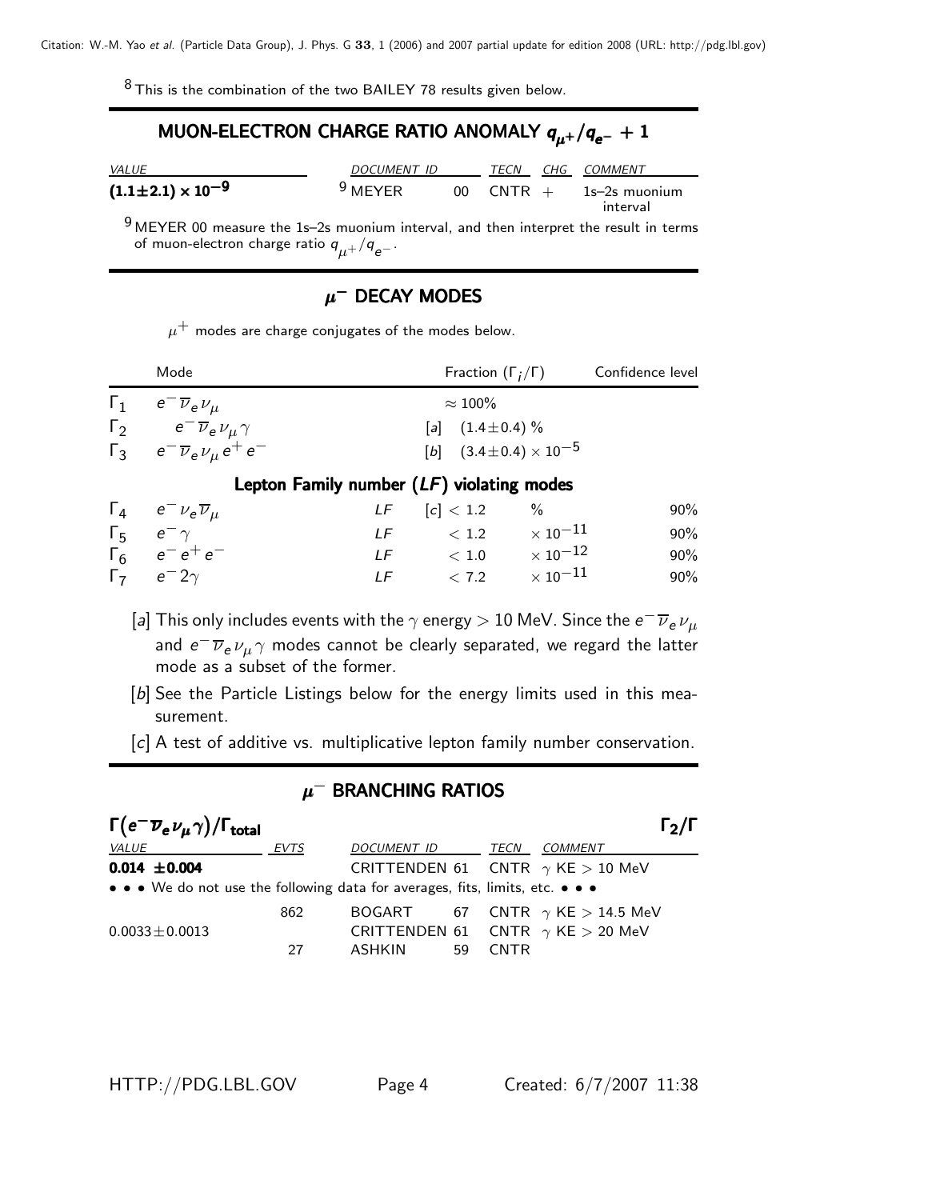[8] This is the combination of the two BAILEY 78 results given below.

## MUON-ELECTRON CHARGE RATIO ANOMALY $q_{\mu^+}/q_{e^-} + 1$

| VALUE | DOCUMENT ID | | TECN | CHG | COMMENT |
|---|---|---|---|---|---|
| $(1.1\pm2.1)\times10^{-9}$ | [9] MEYER | 00 | CNTR | + | 1s–2s muonium interval |

[9] MEYER 00 measure the 1s–2s muonium interval, and then interpret the result in terms of muon-electron charge ratio $q_{\mu^+}/q_{e^-}$.

## $\mu^-$ DECAY MODES

$\mu^+$ modes are charge conjugates of the modes below.

| | Mode | | Fraction $(\Gamma_i/\Gamma)$ | Confidence level |
|---|---|---|---|---|
| $\Gamma_1$ | $e^-\overline{\nu}_e\nu_\mu$ | | $\approx 100\%$ | |
| $\Gamma_2$ | $e^-\overline{\nu}_e\nu_\mu\gamma$ | | [a] $(1.4\pm0.4)$ % | |
| $\Gamma_3$ | $e^-\overline{\nu}_e\nu_\mu e^+e^-$ | | [b] $(3.4\pm0.4)\times10^{-5}$ | |
| | **Lepton Family number (*LF*) violating modes** | | | |
| $\Gamma_4$ | $e^-\nu_e\overline{\nu}_\mu$ | *LF* | [c] $< 1.2$ % | 90% |
| $\Gamma_5$ | $e^-\gamma$ | *LF* | $< 1.2\times10^{-11}$ | 90% |
| $\Gamma_6$ | $e^-e^+e^-$ | *LF* | $< 1.0\times10^{-12}$ | 90% |
| $\Gamma_7$ | $e^-2\gamma$ | *LF* | $< 7.2\times10^{-11}$ | 90% |

[a] This only includes events with the $\gamma$ energy $> 10$ MeV. Since the $e^-\overline{\nu}_e\nu_\mu$ and $e^-\overline{\nu}_e\nu_\mu\gamma$ modes cannot be clearly separated, we regard the latter mode as a subset of the former.

[b] See the Particle Listings below for the energy limits used in this measurement.

[c] A test of additive vs. multiplicative lepton family number conservation.

## $\mu^-$ BRANCHING RATIOS

### $\Gamma(e^-\overline{\nu}_e\nu_\mu\gamma)/\Gamma_{\rm total}$ — $\Gamma_2/\Gamma$

| VALUE | EVTS | DOCUMENT ID | | TECN | COMMENT |
|---|---|---|---|---|---|
| **0.014 ±0.004** | | CRITTENDEN | 61 | CNTR | $\gamma$ KE $> 10$ MeV |
| • • • We do not use the following data for averages, fits, limits, etc. • • • | | | | | |
| | 862 | BOGART | 67 | CNTR | $\gamma$ KE $> 14.5$ MeV |
| $0.0033\pm0.0013$ | | CRITTENDEN | 61 | CNTR | $\gamma$ KE $> 20$ MeV |
| | 27 | ASHKIN | 59 | CNTR | |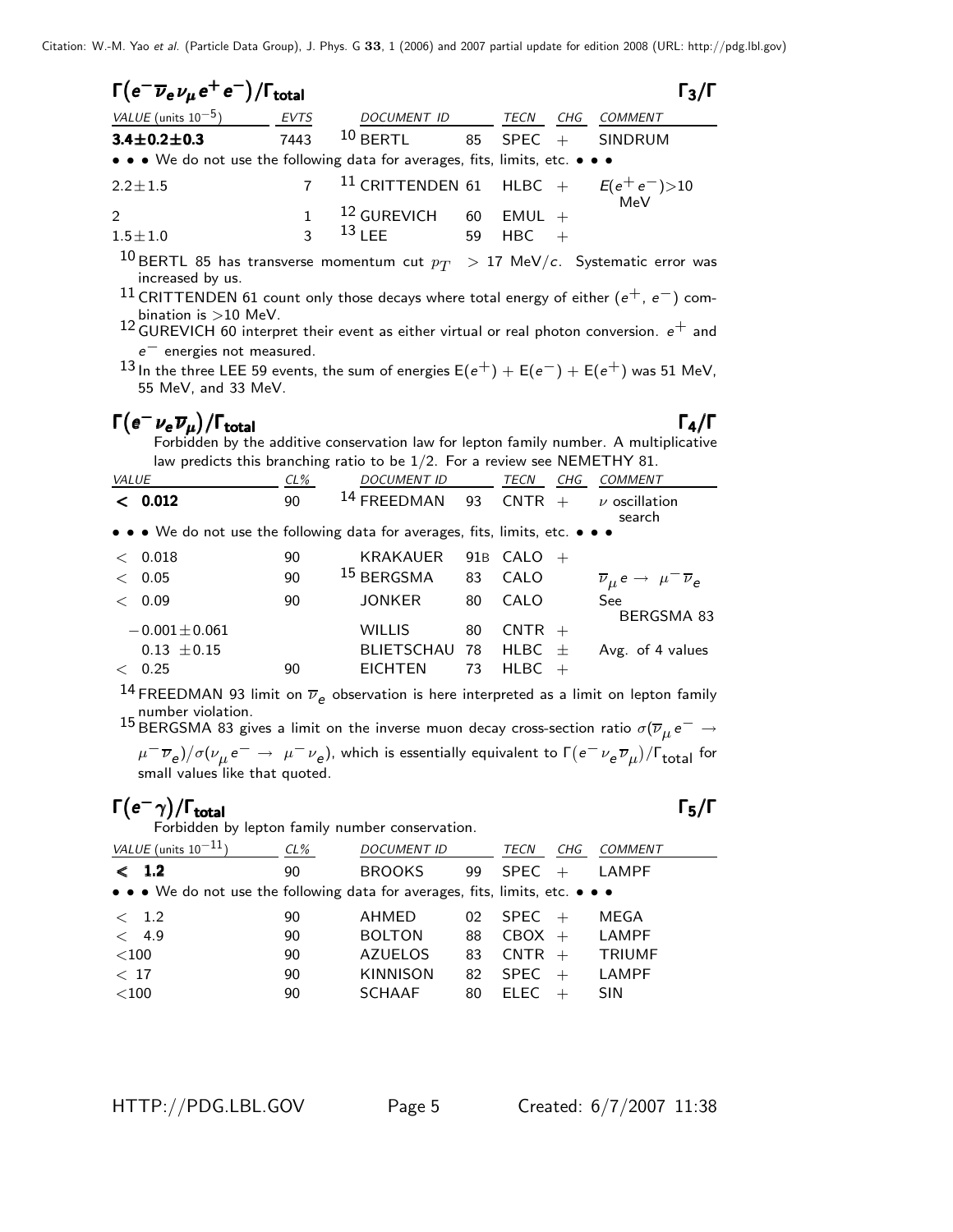## $\Gamma(e^-\overline{\nu}_e\nu_\mu e^+e^-)/\Gamma_{\text{total}}$ $\Gamma_3/\Gamma$

| VALUE (units $10^{-5}$) | EVTS | DOCUMENT ID | | TECN | CHG | COMMENT |
|---|---|---|---|---|---|---|
| **3.4±0.2±0.3** | 7443 | [10] BERTL | 85 | SPEC | + | SINDRUM |
| • • • We do not use the following data for averages, fits, limits, etc. • • • | | | | | | |
| 2.2±1.5 | 7 | [11] CRITTENDEN | 61 | HLBC | + | $E(e^+e^-)>10$ MeV |
| 2 | 1 | [12] GUREVICH | 60 | EMUL | + | |
| 1.5±1.0 | 3 | [13] LEE | 59 | HBC | + | |

[10] BERTL 85 has transverse momentum cut $p_T$ > 17 MeV/$c$. Systematic error was increased by us.

[11] CRITTENDEN 61 count only those decays where total energy of either ($e^+$, $e^-$) combination is >10 MeV.

[12] GUREVICH 60 interpret their event as either virtual or real photon conversion. $e^+$ and $e^-$ energies not measured.

[13] In the three LEE 59 events, the sum of energies $E(e^+) + E(e^-) + E(e^+)$ was 51 MeV, 55 MeV, and 33 MeV.

## $\Gamma(e^-\nu_e\overline{\nu}_\mu)/\Gamma_{\text{total}}$ $\Gamma_4/\Gamma$

Forbidden by the additive conservation law for lepton family number. A multiplicative law predicts this branching ratio to be 1/2. For a review see NEMETHY 81.

| VALUE | CL% | DOCUMENT ID | | TECN | CHG | COMMENT |
|---|---|---|---|---|---|---|
| **< 0.012** | 90 | [14] FREEDMAN | 93 | CNTR | + | $\nu$ oscillation search |
| • • • We do not use the following data for averages, fits, limits, etc. • • • | | | | | | |
| < 0.018 | 90 | KRAKAUER | 91B | CALO | + | |
| < 0.05 | 90 | [15] BERGSMA | 83 | CALO | | $\overline{\nu}_\mu e \to \mu^-\overline{\nu}_e$ |
| < 0.09 | 90 | JONKER | 80 | CALO | | See BERGSMA 83 |
| −0.001±0.061 | | WILLIS | 80 | CNTR | + | |
| 0.13 ±0.15 | | BLIETSCHAU | 78 | HLBC | ± | Avg. of 4 values |
| < 0.25 | 90 | EICHTEN | 73 | HLBC | + | |

[14] FREEDMAN 93 limit on $\overline{\nu}_e$ observation is here interpreted as a limit on lepton family number violation.

[15] BERGSMA 83 gives a limit on the inverse muon decay cross-section ratio $\sigma(\overline{\nu}_\mu e^- \to \mu^-\overline{\nu}_e)/\sigma(\nu_\mu e^- \to \mu^-\nu_e)$, which is essentially equivalent to $\Gamma(e^-\nu_e\overline{\nu}_\mu)/\Gamma_{\text{total}}$ for small values like that quoted.

## $\Gamma(e^-\gamma)/\Gamma_{\text{total}}$ $\Gamma_5/\Gamma$

Forbidden by lepton family number conservation.

| VALUE (units $10^{-11}$) | CL% | DOCUMENT ID | | TECN | CHG | COMMENT |
|---|---|---|---|---|---|---|
| **< 1.2** | 90 | BROOKS | 99 | SPEC | + | LAMPF |
| • • • We do not use the following data for averages, fits, limits, etc. • • • | | | | | | |
| < 1.2 | 90 | AHMED | 02 | SPEC | + | MEGA |
| < 4.9 | 90 | BOLTON | 88 | CBOX | + | LAMPF |
| <100 | 90 | AZUELOS | 83 | CNTR | + | TRIUMF |
| < 17 | 90 | KINNISON | 82 | SPEC | + | LAMPF |
| <100 | 90 | SCHAAF | 80 | ELEC | + | SIN |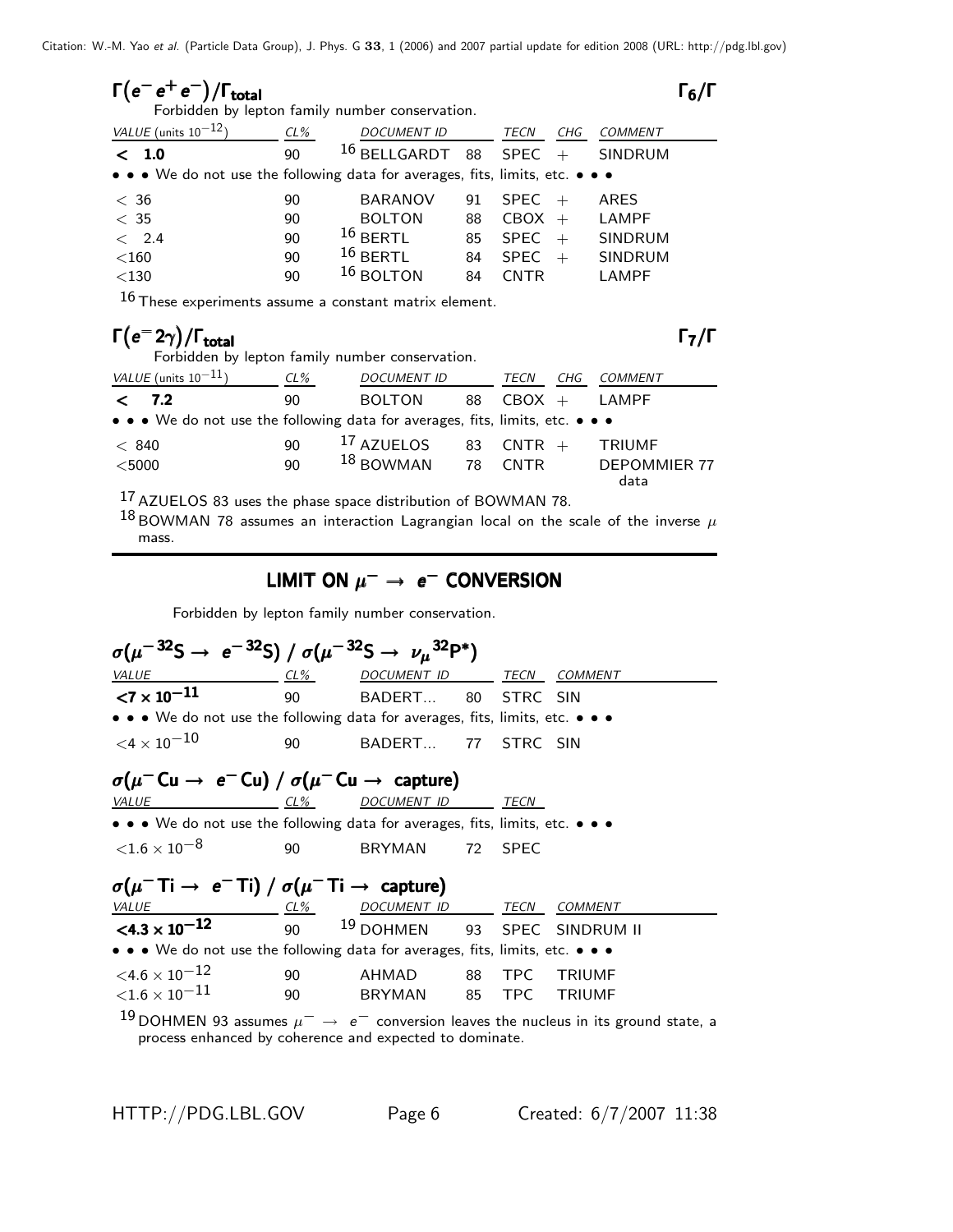### $\Gamma(e^- e^+ e^-)/\Gamma_{total}$ $\Gamma_6/\Gamma$

Forbidden by lepton family number conservation.

| VALUE (units $10^{-12}$) | CL% | DOCUMENT ID | | TECN | CHG | COMMENT |
|---|---|---|---|---|---|---|
| **< 1.0** | 90 | [16] BELLGARDT | 88 | SPEC | + | SINDRUM |
| • • • We do not use the following data for averages, fits, limits, etc. • • • | | | | | | |
| < 36 | 90 | BARANOV | 91 | SPEC | + | ARES |
| < 35 | 90 | BOLTON | 88 | CBOX | + | LAMPF |
| < 2.4 | 90 | [16] BERTL | 85 | SPEC | + | SINDRUM |
| <160 | 90 | [16] BERTL | 84 | SPEC | + | SINDRUM |
| <130 | 90 | [16] BOLTON | 84 | CNTR | | LAMPF |

[16] These experiments assume a constant matrix element.

### $\Gamma(e^- 2\gamma)/\Gamma_{total}$ $\Gamma_7/\Gamma$

Forbidden by lepton family number conservation.

| VALUE (units $10^{-11}$) | CL% | DOCUMENT ID | | TECN | CHG | COMMENT |
|---|---|---|---|---|---|---|
| **< 7.2** | 90 | BOLTON | 88 | CBOX | + | LAMPF |
| • • • We do not use the following data for averages, fits, limits, etc. • • • | | | | | | |
| < 840 | 90 | [17] AZUELOS | 83 | CNTR | + | TRIUMF |
| <5000 | 90 | [18] BOWMAN | 78 | CNTR | | DEPOMMIER 77 data |

[17] AZUELOS 83 uses the phase space distribution of BOWMAN 78.

[18] BOWMAN 78 assumes an interaction Lagrangian local on the scale of the inverse $\mu$ mass.

## LIMIT ON $\mu^- \rightarrow e^-$ CONVERSION

Forbidden by lepton family number conservation.

### $\sigma(\mu^- {}^{32}S \rightarrow e^- {}^{32}S) / \sigma(\mu^- {}^{32}S \rightarrow \nu_\mu {}^{32}P^*)$

| VALUE | CL% | DOCUMENT ID | | TECN | COMMENT |
|---|---|---|---|---|---|
| **$<7 \times 10^{-11}$** | 90 | BADERT... | 80 | STRC | SIN |
| • • • We do not use the following data for averages, fits, limits, etc. • • • | | | | | |
| $<4 \times 10^{-10}$ | 90 | BADERT... | 77 | STRC | SIN |

### $\sigma(\mu^- \mathrm{Cu} \rightarrow e^- \mathrm{Cu}) / \sigma(\mu^- \mathrm{Cu} \rightarrow \text{capture})$

| VALUE | CL% | DOCUMENT ID | | TECN |
|---|---|---|---|---|
| • • • We do not use the following data for averages, fits, limits, etc. • • • | | | | |
| $<1.6 \times 10^{-8}$ | 90 | BRYMAN | 72 | SPEC |

### $\sigma(\mu^- \mathrm{Ti} \rightarrow e^- \mathrm{Ti}) / \sigma(\mu^- \mathrm{Ti} \rightarrow \text{capture})$

| VALUE | CL% | DOCUMENT ID | | TECN | COMMENT |
|---|---|---|---|---|---|
| **$<4.3 \times 10^{-12}$** | 90 | [19] DOHMEN | 93 | SPEC | SINDRUM II |
| • • • We do not use the following data for averages, fits, limits, etc. • • • | | | | | |
| $<4.6 \times 10^{-12}$ | 90 | AHMAD | 88 | TPC | TRIUMF |
| $<1.6 \times 10^{-11}$ | 90 | BRYMAN | 85 | TPC | TRIUMF |

[19] DOHMEN 93 assumes $\mu^- \rightarrow e^-$ conversion leaves the nucleus in its ground state, a process enhanced by coherence and expected to dominate.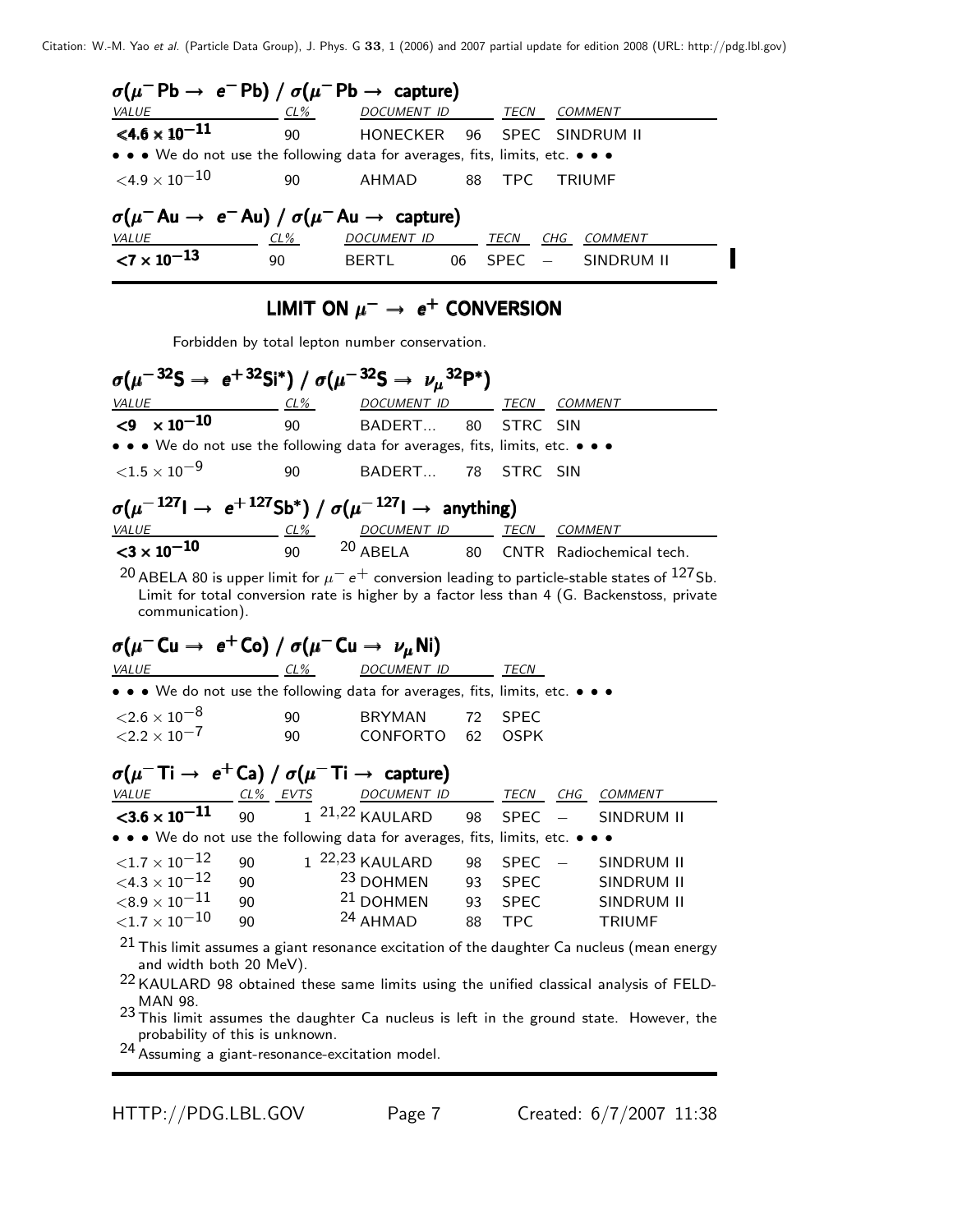### $\sigma(\mu^- \text{Pb} \to e^- \text{Pb}) / \sigma(\mu^- \text{Pb} \to \text{capture})$

| VALUE | CL% | DOCUMENT ID | | TECN | COMMENT |
|---|---|---|---|---|---|
| **<4.6 × 10$^{-11}$** | 90 | HONECKER | 96 | SPEC | SINDRUM II |
| • • • We do not use the following data for averages, fits, limits, etc. • • • | | | | | |
| <4.9 × 10$^{-10}$ | 90 | AHMAD | 88 | TPC | TRIUMF |

### $\sigma(\mu^- \text{Au} \to e^- \text{Au}) / \sigma(\mu^- \text{Au} \to \text{capture})$

| VALUE | CL% | DOCUMENT ID | | TECN | CHG | COMMENT |
|---|---|---|---|---|---|---|
| **<7 × 10$^{-13}$** | 90 | BERTL | 06 | SPEC | − | SINDRUM II |

## LIMIT ON $\mu^- \to e^+$ CONVERSION

Forbidden by total lepton number conservation.

### $\sigma(\mu^- {}^{32}\text{S} \to e^+ {}^{32}\text{Si}^*) / \sigma(\mu^- {}^{32}\text{S} \to \nu_\mu {}^{32}\text{P}^*)$

| VALUE | CL% | DOCUMENT ID | | TECN | COMMENT |
|---|---|---|---|---|---|
| **<9 × 10$^{-10}$** | 90 | BADERT... | 80 | STRC | SIN |
| • • • We do not use the following data for averages, fits, limits, etc. • • • | | | | | |
| <1.5 × 10$^{-9}$ | 90 | BADERT... | 78 | STRC | SIN |

### $\sigma(\mu^- {}^{127}\text{I} \to e^+ {}^{127}\text{Sb}^*) / \sigma(\mu^- {}^{127}\text{I} \to \text{anything})$

| VALUE | CL% | DOCUMENT ID | | TECN | COMMENT |
|---|---|---|---|---|---|
| **<3 × 10$^{-10}$** | 90 | [20] ABELA | 80 | CNTR | Radiochemical tech. |

[20] ABELA 80 is upper limit for $\mu^- e^+$ conversion leading to particle-stable states of $^{127}$Sb. Limit for total conversion rate is higher by a factor less than 4 (G. Backenstoss, private communication).

### $\sigma(\mu^- \text{Cu} \to e^+ \text{Co}) / \sigma(\mu^- \text{Cu} \to \nu_\mu \text{Ni})$

| VALUE | CL% | DOCUMENT ID | | TECN |
|---|---|---|---|---|
| • • • We do not use the following data for averages, fits, limits, etc. • • • | | | | |
| <2.6 × 10$^{-8}$ | 90 | BRYMAN | 72 | SPEC |
| <2.2 × 10$^{-7}$ | 90 | CONFORTO | 62 | OSPK |

### $\sigma(\mu^- \text{Ti} \to e^+ \text{Ca}) / \sigma(\mu^- \text{Ti} \to \text{capture})$

| VALUE | CL% | EVTS | DOCUMENT ID | | TECN | CHG | COMMENT |
|---|---|---|---|---|---|---|---|
| **<3.6 × 10$^{-11}$** | 90 | 1 | [21,22] KAULARD | 98 | SPEC | − | SINDRUM II |
| • • • We do not use the following data for averages, fits, limits, etc. • • • | | | | | | | |
| <1.7 × 10$^{-12}$ | 90 | 1 | [22,23] KAULARD | 98 | SPEC | − | SINDRUM II |
| <4.3 × 10$^{-12}$ | 90 | | [23] DOHMEN | 93 | SPEC | | SINDRUM II |
| <8.9 × 10$^{-11}$ | 90 | | [21] DOHMEN | 93 | SPEC | | SINDRUM II |
| <1.7 × 10$^{-10}$ | 90 | | [24] AHMAD | 88 | TPC | | TRIUMF |

[21] This limit assumes a giant resonance excitation of the daughter Ca nucleus (mean energy and width both 20 MeV).

[22] KAULARD 98 obtained these same limits using the unified classical analysis of FELDMAN 98.

[23] This limit assumes the daughter Ca nucleus is left in the ground state. However, the probability of this is unknown.

[24] Assuming a giant-resonance-excitation model.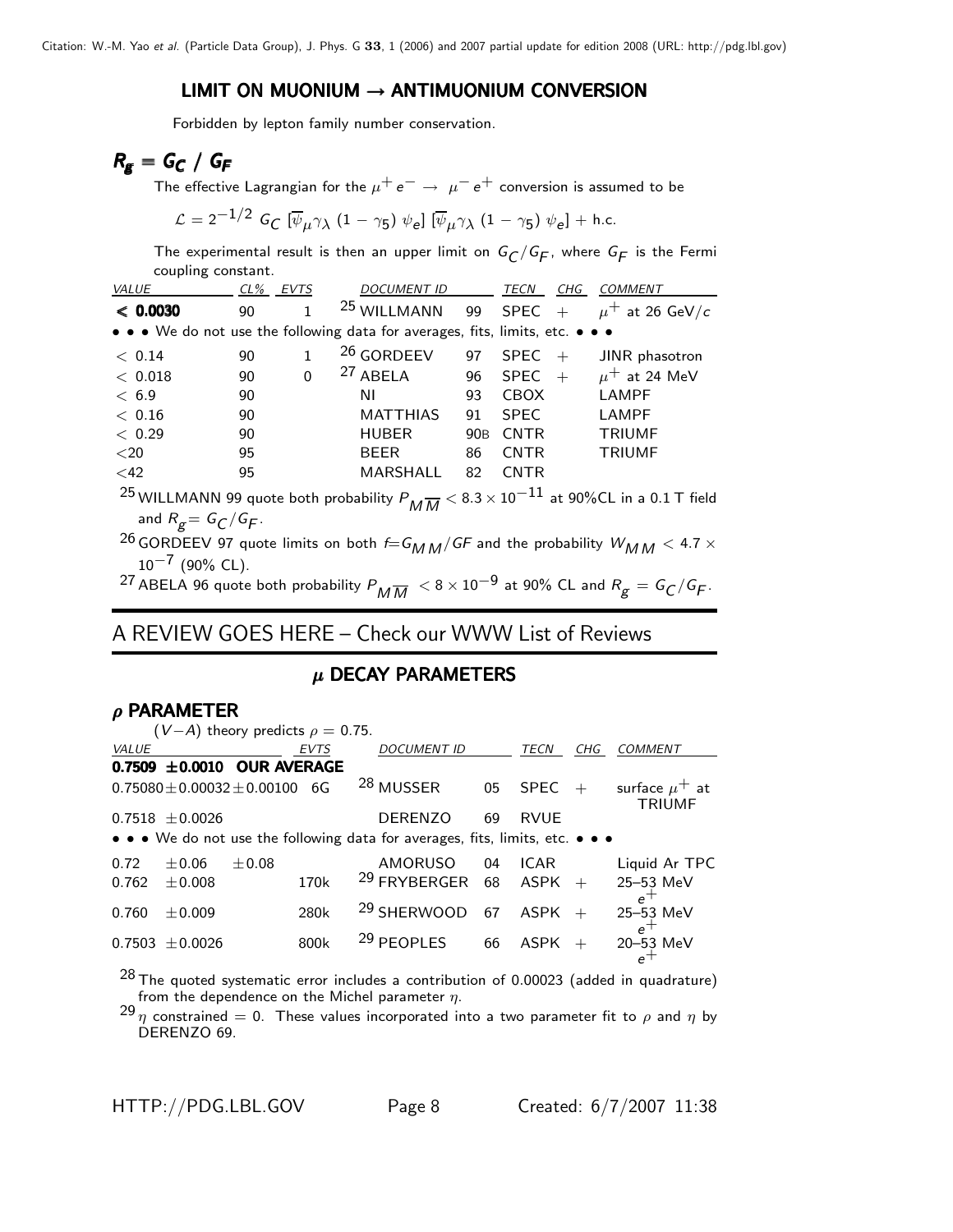## LIMIT ON MUONIUM → ANTIMUONIUM CONVERSION

Forbidden by lepton family number conservation.

### $R_g = G_C \,/\, G_F$

The effective Lagrangian for the $\mu^+ e^- \rightarrow \mu^- e^+$ conversion is assumed to be

$$\mathcal{L} = 2^{-1/2}\; G_C\; [\overline{\psi}_\mu \gamma_\lambda\; (1-\gamma_5)\; \psi_e]\; [\overline{\psi}_\mu \gamma_\lambda\; (1-\gamma_5)\; \psi_e] + \text{h.c.}$$

The experimental result is then an upper limit on $G_C/G_F$, where $G_F$ is the Fermi coupling constant.

| VALUE | CL% | EVTS | DOCUMENT ID | | TECN | CHG | COMMENT |
|---|---|---|---|---|---|---|---|
| **< 0.0030** | 90 | 1 | [25] WILLMANN | 99 | SPEC | + | $\mu^+$ at 26 GeV/$c$ |
| • • • We do not use the following data for averages, fits, limits, etc. • • • | | | | | | | |
| < 0.14 | 90 | 1 | [26] GORDEEV | 97 | SPEC | + | JINR phasotron |
| < 0.018 | 90 | 0 | [27] ABELA | 96 | SPEC | + | $\mu^+$ at 24 MeV |
| < 6.9 | 90 | | NI | 93 | CBOX | | LAMPF |
| < 0.16 | 90 | | MATTHIAS | 91 | SPEC | | LAMPF |
| < 0.29 | 90 | | HUBER | 90B | CNTR | | TRIUMF |
| <20 | 95 | | BEER | 86 | CNTR | | TRIUMF |
| <42 | 95 | | MARSHALL | 82 | CNTR | | |

[25] WILLMANN 99 quote both probability $P_{M\overline{M}} < 8.3 \times 10^{-11}$ at 90%CL in a 0.1 T field and $R_g = G_C/G_F$.

[26] GORDEEV 97 quote limits on both $f = G_{MM}/GF$ and the probability $W_{MM} < 4.7 \times 10^{-7}$ (90% CL).

[27] ABELA 96 quote both probability $P_{M\overline{M}} < 8 \times 10^{-9}$ at 90% CL and $R_g = G_C/G_F$.

## A REVIEW GOES HERE – Check our WWW List of Reviews

## $\mu$ DECAY PARAMETERS

### $\rho$ PARAMETER

($V-A$) theory predicts $\rho = 0.75$.

| VALUE | EVTS | DOCUMENT ID | | TECN | CHG | COMMENT |
|---|---|---|---|---|---|---|
| **0.7509 ±0.0010 OUR AVERAGE** | | | | | | |
| 0.75080±0.00032±0.00100 | 6G | [28] MUSSER | 05 | SPEC | + | surface $\mu^+$ at TRIUMF |
| 0.7518 ±0.0026 | | DERENZO | 69 | RVUE | | |
| • • • We do not use the following data for averages, fits, limits, etc. • • • | | | | | | |
| 0.72 ±0.06 ±0.08 | | AMORUSO | 04 | ICAR | | Liquid Ar TPC |
| 0.762 ±0.008 | 170k | [29] FRYBERGER | 68 | ASPK | + | 25–53 MeV $e^+$ |
| 0.760 ±0.009 | 280k | [29] SHERWOOD | 67 | ASPK | + | 25–53 MeV $e^+$ |
| 0.7503 ±0.0026 | 800k | [29] PEOPLES | 66 | ASPK | + | 20–53 MeV $e^+$ |

[28] The quoted systematic error includes a contribution of 0.00023 (added in quadrature) from the dependence on the Michel parameter $\eta$.

[29] $\eta$ constrained = 0. These values incorporated into a two parameter fit to $\rho$ and $\eta$ by DERENZO 69.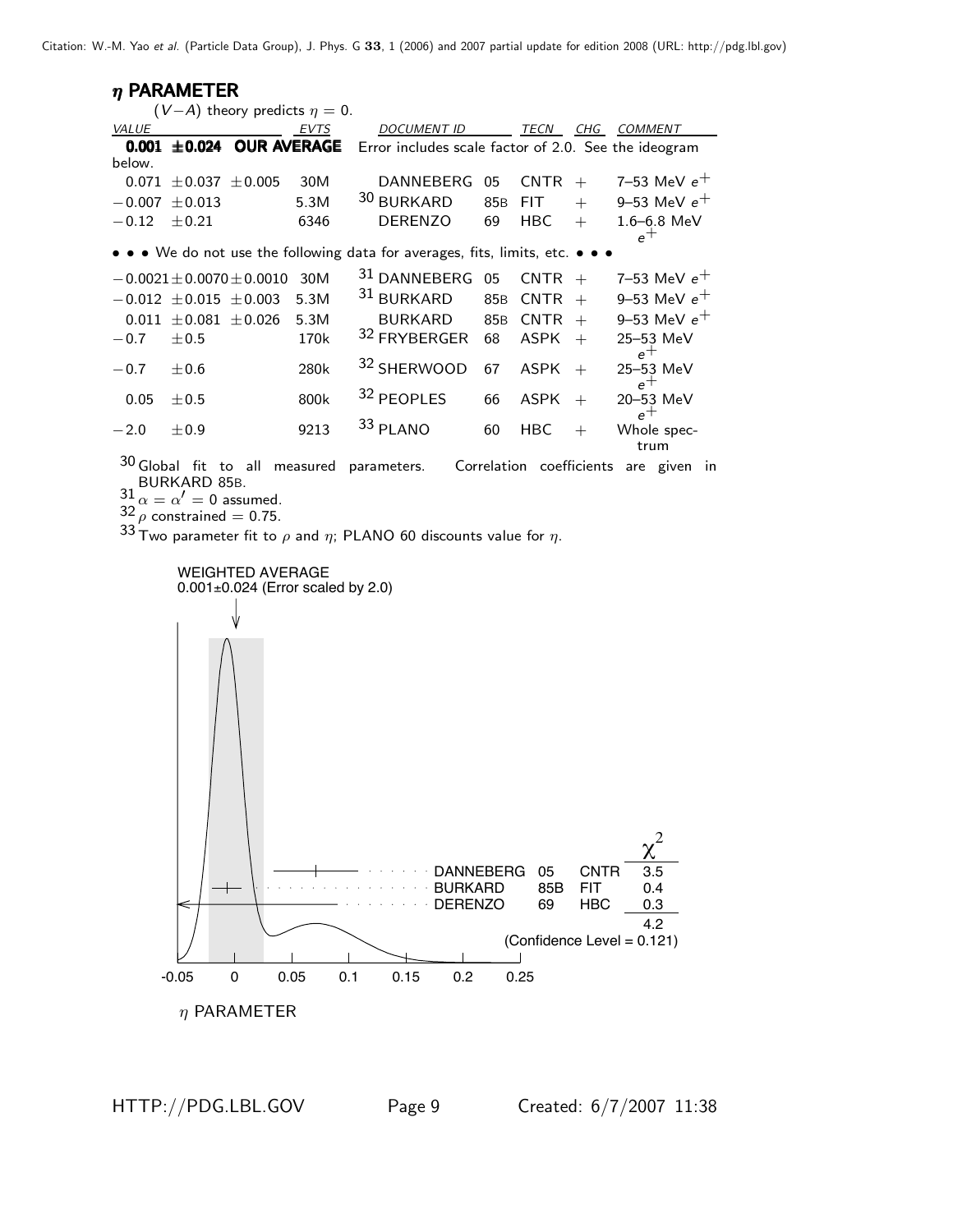## $\eta$ PARAMETER

$(V-A)$ theory predicts $\eta = 0$.

| VALUE | EVTS | DOCUMENT ID | | TECN | CHG | COMMENT |
|---|---|---|---|---|---|---|
| **0.001 ±0.024 OUR AVERAGE** | | Error includes scale factor of 2.0. See the ideogram below. | | | | |
| $0.071 \pm 0.037 \pm 0.005$ | 30M | DANNEBERG | 05 | CNTR | $+$ | 7–53 MeV $e^+$ |
| $-0.007 \pm 0.013$ | 5.3M | [30] BURKARD | 85B | FIT | $+$ | 9–53 MeV $e^+$ |
| $-0.12 \pm 0.21$ | 6346 | DERENZO | 69 | HBC | $+$ | 1.6–6.8 MeV $e^+$ |
| • • • We do not use the following data for averages, fits, limits, etc. • • • | | | | | | |
| $-0.0021 \pm 0.0070 \pm 0.0010$ | 30M | [31] DANNEBERG | 05 | CNTR | $+$ | 7–53 MeV $e^+$ |
| $-0.012 \pm 0.015 \pm 0.003$ | 5.3M | [31] BURKARD | 85B | CNTR | $+$ | 9–53 MeV $e^+$ |
| $0.011 \pm 0.081 \pm 0.026$ | 5.3M | BURKARD | 85B | CNTR | $+$ | 9–53 MeV $e^+$ |
| $-0.7 \pm 0.5$ | 170k | [32] FRYBERGER | 68 | ASPK | $+$ | 25–53 MeV $e^+$ |
| $-0.7 \pm 0.6$ | 280k | [32] SHERWOOD | 67 | ASPK | $+$ | 25–53 MeV $e^+$ |
| $0.05 \pm 0.5$ | 800k | [32] PEOPLES | 66 | ASPK | $+$ | 20–53 MeV $e^+$ |
| $-2.0 \pm 0.9$ | 9213 | [33] PLANO | 60 | HBC | $+$ | Whole spectrum |

[30] Global fit to all measured parameters. Correlation coefficients are given in BURKARD 85B.

[31] $\alpha = \alpha' = 0$ assumed.

[32] $\rho$ constrained $= 0.75$.

[33] Two parameter fit to $\rho$ and $\eta$; PLANO 60 discounts value for $\eta$.

WEIGHTED AVERAGE
0.001±0.024 (Error scaled by 2.0)

| | | | $\chi^2$ |
|---|---|---|---|
| DANNEBERG | 05 | CNTR | 3.5 |
| BURKARD | 85B | FIT | 0.4 |
| DERENZO | 69 | HBC | 0.3 |
| | | | 4.2 |

(Confidence Level = 0.121)

$\eta$ PARAMETER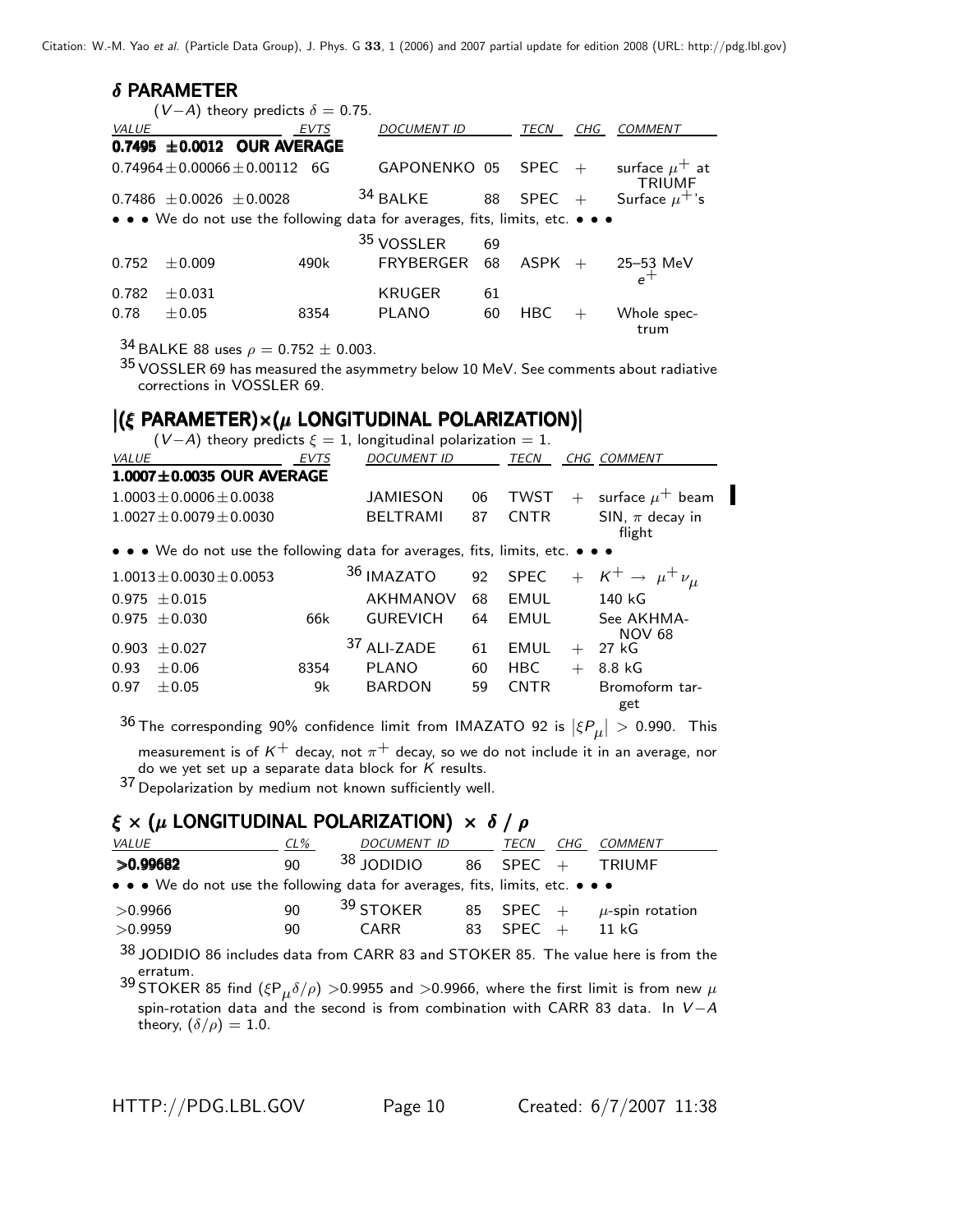### δ PARAMETER

(V−A) theory predicts δ = 0.75.

| VALUE | EVTS | DOCUMENT ID | | TECN | CHG | COMMENT |
|---|---|---|---|---|---|---|
| **0.7495 ±0.0012 OUR AVERAGE** | | | | | | |
| 0.74964±0.00066±0.00112 | 6G | GAPONENKO | 05 | SPEC | + | surface $\mu^+$ at TRIUMF |
| 0.7486 ±0.0026 ±0.0028 | | BALKE [34] | 88 | SPEC | + | Surface $\mu^+$'s |
| • • • We do not use the following data for averages, fits, limits, etc. • • • | | | | | | |
| | | VOSSLER [35] | 69 | | | |
| 0.752 ±0.009 | 490k | FRYBERGER | 68 | ASPK | + | 25–53 MeV $e^+$ |
| 0.782 ±0.031 | | KRUGER | 61 | | | |
| 0.78 ±0.05 | 8354 | PLANO | 60 | HBC | + | Whole spectrum |

[34] BALKE 88 uses $\rho = 0.752 \pm 0.003$.

[35] VOSSLER 69 has measured the asymmetry below 10 MeV. See comments about radiative corrections in VOSSLER 69.

### |(ξ PARAMETER)×(μ LONGITUDINAL POLARIZATION)|

(V−A) theory predicts ξ = 1, longitudinal polarization = 1.

| VALUE | EVTS | DOCUMENT ID | | TECN | CHG | COMMENT |
|---|---|---|---|---|---|---|
| **1.0007±0.0035 OUR AVERAGE** | | | | | | |
| 1.0003±0.0006±0.0038 | | JAMIESON | 06 | TWST | + | surface $\mu^+$ beam |
| 1.0027±0.0079±0.0030 | | BELTRAMI | 87 | CNTR | | SIN, π decay in flight |
| • • • We do not use the following data for averages, fits, limits, etc. • • • | | | | | | |
| 1.0013±0.0030±0.0053 | | IMAZATO [36] | 92 | SPEC | + | $K^+ \rightarrow \mu^+ \nu_\mu$ |
| 0.975 ±0.015 | | AKHMANOV | 68 | EMUL | | 140 kG |
| 0.975 ±0.030 | 66k | GUREVICH | 64 | EMUL | | See AKHMANOV 68 |
| 0.903 ±0.027 | | ALI-ZADE [37] | 61 | EMUL | + | 27 kG |
| 0.93 ±0.06 | 8354 | PLANO | 60 | HBC | + | 8.8 kG |
| 0.97 ±0.05 | 9k | BARDON | 59 | CNTR | | Bromoform target |

[36] The corresponding 90% confidence limit from IMAZATO 92 is $|\xi P_\mu| > 0.990$. This measurement is of $K^+$ decay, not $\pi^+$ decay, so we do not include it in an average, nor do we yet set up a separate data block for K results.

[37] Depolarization by medium not known sufficiently well.

### ξ × (μ LONGITUDINAL POLARIZATION) × δ / ρ

| VALUE | CL% | DOCUMENT ID | | TECN | CHG | COMMENT |
|---|---|---|---|---|---|---|
| **>0.99682** | 90 | JODIDIO [38] | 86 | SPEC | + | TRIUMF |
| • • • We do not use the following data for averages, fits, limits, etc. • • • | | | | | | |
| >0.9966 | 90 | STOKER [39] | 85 | SPEC | + | μ-spin rotation |
| >0.9959 | 90 | CARR | 83 | SPEC | + | 11 kG |

[38] JODIDIO 86 includes data from CARR 83 and STOKER 85. The value here is from the erratum.

[39] STOKER 85 find $(\xi P_\mu \delta/\rho) > 0.9955$ and $>0.9966$, where the first limit is from new μ spin-rotation data and the second is from combination with CARR 83 data. In V−A theory, $(\delta/\rho) = 1.0$.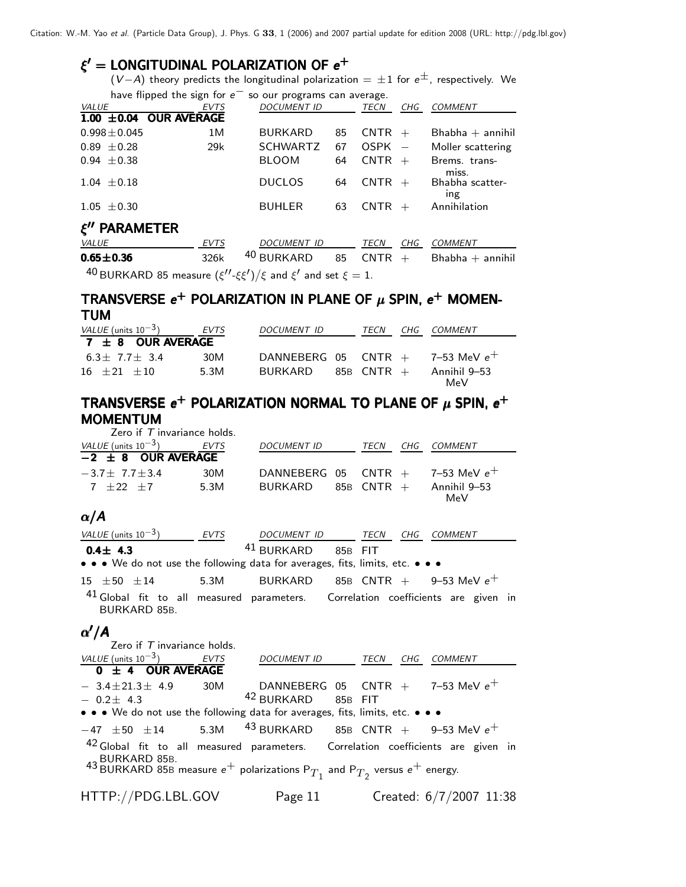## $\xi'$ = LONGITUDINAL POLARIZATION OF $e^+$

($V-A$) theory predicts the longitudinal polarization = $\pm 1$ for $e^{\pm}$, respectively. We have flipped the sign for $e^-$ so our programs can average.

| VALUE | EVTS | DOCUMENT ID | | TECN | CHG | COMMENT |
|---|---|---|---|---|---|---|
| **1.00 ±0.04 OUR AVERAGE** | | | | | | |
| 0.998±0.045 | 1M | BURKARD | 85 | CNTR | + | Bhabha + annihil |
| 0.89 ±0.28 | 29k | SCHWARTZ | 67 | OSPK | − | Moller scattering |
| 0.94 ±0.38 | | BLOOM | 64 | CNTR | + | Brems. trans-miss. |
| 1.04 ±0.18 | | DUCLOS | 64 | CNTR | + | Bhabha scattering |
| 1.05 ±0.30 | | BUHLER | 63 | CNTR | + | Annihilation |

## $\xi''$ PARAMETER

| VALUE | EVTS | DOCUMENT ID | | TECN | CHG | COMMENT |
|---|---|---|---|---|---|---|
| **0.65±0.36** | 326k | [40] BURKARD | 85 | CNTR | + | Bhabha + annihil |

[40] BURKARD 85 measure $(\xi''\text{-}\xi\xi')/\xi$ and $\xi'$ and set $\xi = 1$.

## TRANSVERSE $e^+$ POLARIZATION IN PLANE OF $\mu$ SPIN, $e^+$ MOMENTUM

| VALUE (units $10^{-3}$) | EVTS | DOCUMENT ID | | TECN | CHG | COMMENT |
|---|---|---|---|---|---|---|
| **7 ± 8 OUR AVERAGE** | | | | | | |
| 6.3± 7.7± 3.4 | 30M | DANNEBERG | 05 | CNTR | + | 7–53 MeV $e^+$ |
| 16 ±21 ±10 | 5.3M | BURKARD | 85B | CNTR | + | Annihil 9–53 MeV |

## TRANSVERSE $e^+$ POLARIZATION NORMAL TO PLANE OF $\mu$ SPIN, $e^+$ MOMENTUM

Zero if $T$ invariance holds.

| VALUE (units $10^{-3}$) | EVTS | DOCUMENT ID | | TECN | CHG | COMMENT |
|---|---|---|---|---|---|---|
| **−2 ± 8 OUR AVERAGE** | | | | | | |
| −3.7± 7.7±3.4 | 30M | DANNEBERG | 05 | CNTR | + | 7–53 MeV $e^+$ |
| 7 ±22 ±7 | 5.3M | BURKARD | 85B | CNTR | + | Annihil 9–53 MeV |

## $\alpha/A$

| VALUE (units $10^{-3}$) | EVTS | DOCUMENT ID | | TECN | CHG | COMMENT |
|---|---|---|---|---|---|---|
| **0.4± 4.3** | | [41] BURKARD | 85B | FIT | | |
| • • • We do not use the following data for averages, fits, limits, etc. • • • | | | | | | |
| 15 ±50 ±14 | 5.3M | BURKARD | 85B | CNTR | + | 9–53 MeV $e^+$ |

[41] Global fit to all measured parameters. Correlation coefficients are given in BURKARD 85B.

## $\alpha'/A$

Zero if $T$ invariance holds.

| VALUE (units $10^{-3}$) | EVTS | DOCUMENT ID | | TECN | CHG | COMMENT |
|---|---|---|---|---|---|---|
| **0 ± 4 OUR AVERAGE** | | | | | | |
| − 3.4±21.3± 4.9 | 30M | DANNEBERG | 05 | CNTR | + | 7–53 MeV $e^+$ |
| − 0.2± 4.3 | | [42] BURKARD | 85B | FIT | | |
| • • • We do not use the following data for averages, fits, limits, etc. • • • | | | | | | |
| −47 ±50 ±14 | 5.3M | [43] BURKARD | 85B | CNTR | + | 9–53 MeV $e^+$ |

[42] Global fit to all measured parameters. Correlation coefficients are given in BURKARD 85B.

[43] BURKARD 85B measure $e^+$ polarizations $P_{T_1}$ and $P_{T_2}$ versus $e^+$ energy.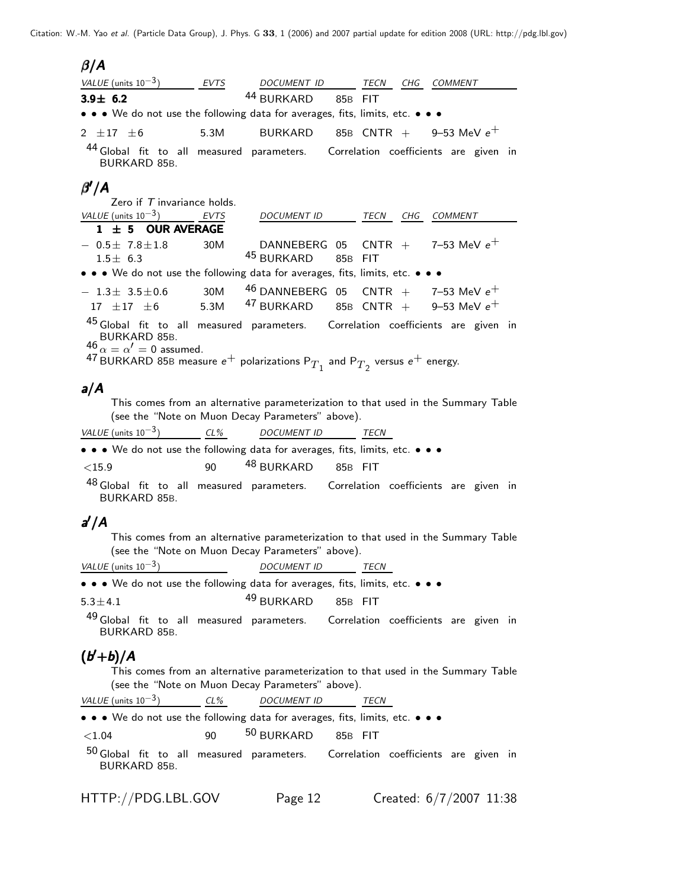## $\beta/A$

| VALUE (units $10^{-3}$) | EVTS | DOCUMENT ID | | TECN | CHG | COMMENT |
|---|---|---|---|---|---|---|
| **3.9± 6.2** | | [44] BURKARD | 85B | FIT | | |
| • • • We do not use the following data for averages, fits, limits, etc. • • • | | | | | | |
| 2 ±17 ±6 | 5.3M | BURKARD | 85B | CNTR | + | 9–53 MeV $e^+$ |

[44] Global fit to all measured parameters. Correlation coefficients are given in BURKARD 85B.

## $\beta'/A$

Zero if $T$ invariance holds.

| VALUE (units $10^{-3}$) | EVTS | DOCUMENT ID | | TECN | CHG | COMMENT |
|---|---|---|---|---|---|---|
| **1 ± 5 OUR AVERAGE** | | | | | | |
| − 0.5± 7.8±1.8 | 30M | DANNEBERG | 05 | CNTR | + | 7–53 MeV $e^+$ |
| 1.5± 6.3 | | [45] BURKARD | 85B | FIT | | |
| • • • We do not use the following data for averages, fits, limits, etc. • • • | | | | | | |
| − 1.3± 3.5±0.6 | 30M | [46] DANNEBERG | 05 | CNTR | + | 7–53 MeV $e^+$ |
| 17 ±17 ±6 | 5.3M | [47] BURKARD | 85B | CNTR | + | 9–53 MeV $e^+$ |

[45] Global fit to all measured parameters. Correlation coefficients are given in BURKARD 85B.

[46] $\alpha = \alpha' = 0$ assumed.

[47] BURKARD 85B measure $e^+$ polarizations $P_{T_1}$ and $P_{T_2}$ versus $e^+$ energy.

## $a/A$

This comes from an alternative parameterization to that used in the Summary Table (see the "Note on Muon Decay Parameters" above).

| VALUE (units $10^{-3}$) | CL% | DOCUMENT ID | | TECN |
|---|---|---|---|---|
| • • • We do not use the following data for averages, fits, limits, etc. • • • | | | | |
| <15.9 | 90 | [48] BURKARD | 85B | FIT |

[48] Global fit to all measured parameters. Correlation coefficients are given in BURKARD 85B.

## $a'/A$

This comes from an alternative parameterization to that used in the Summary Table (see the "Note on Muon Decay Parameters" above).

| VALUE (units $10^{-3}$) | DOCUMENT ID | | TECN |
|---|---|---|---|
| • • • We do not use the following data for averages, fits, limits, etc. • • • | | | |
| 5.3±4.1 | [49] BURKARD | 85B | FIT |

[49] Global fit to all measured parameters. Correlation coefficients are given in BURKARD 85B.

## $(b'+b)/A$

This comes from an alternative parameterization to that used in the Summary Table (see the "Note on Muon Decay Parameters" above).

| VALUE (units $10^{-3}$) | CL% | DOCUMENT ID | | TECN |
|---|---|---|---|---|
| • • • We do not use the following data for averages, fits, limits, etc. • • • | | | | |
| <1.04 | 90 | [50] BURKARD | 85B | FIT |

[50] Global fit to all measured parameters. Correlation coefficients are given in BURKARD 85B.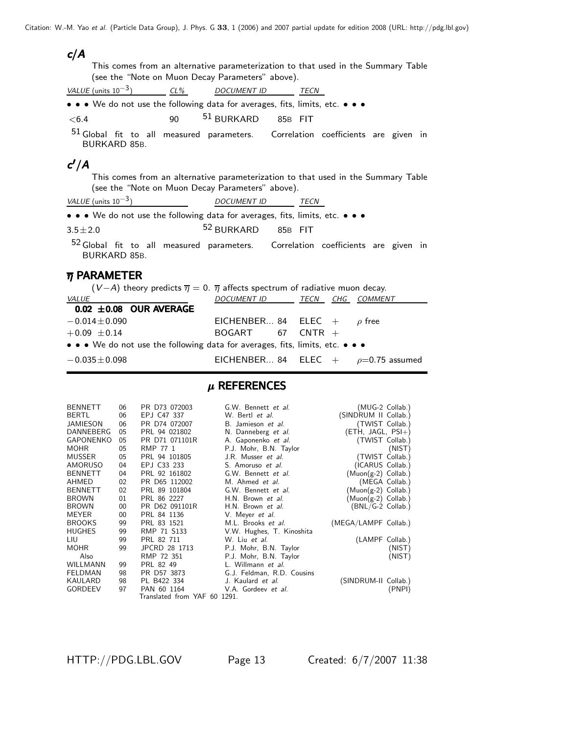### $c/A$

This comes from an alternative parameterization to that used in the Summary Table (see the "Note on Muon Decay Parameters" above).

| VALUE (units $10^{-3}$) | CL% | DOCUMENT ID | | TECN |
|---|---|---|---|---|
| • • • We do not use the following data for averages, fits, limits, etc. • • • | | | | |
| $<6.4$ | 90 | [51] BURKARD | 85B | FIT |

[51] Global fit to all measured parameters. Correlation coefficients are given in BURKARD 85B.

### $c'/A$

This comes from an alternative parameterization to that used in the Summary Table (see the "Note on Muon Decay Parameters" above).

| VALUE (units $10^{-3}$) | DOCUMENT ID | | TECN |
|---|---|---|---|
| • • • We do not use the following data for averages, fits, limits, etc. • • • | | | |
| $3.5 \pm 2.0$ | [52] BURKARD | 85B | FIT |

[52] Global fit to all measured parameters. Correlation coefficients are given in BURKARD 85B.

### $\overline{\eta}$ PARAMETER

$(V-A)$ theory predicts $\overline{\eta} = 0$. $\overline{\eta}$ affects spectrum of radiative muon decay.

| VALUE | DOCUMENT ID | | TECN | CHG | COMMENT |
|---|---|---|---|---|---|
| **0.02 ±0.08 OUR AVERAGE** | | | | | |
| $-0.014 \pm 0.090$ | EICHENBER... | 84 | ELEC | + | $\rho$ free |
| $+0.09 \pm 0.14$ | BOGART | 67 | CNTR | + | |
| • • • We do not use the following data for averages, fits, limits, etc. • • • | | | | | |
| $-0.035 \pm 0.098$ | EICHENBER... | 84 | ELEC | + | $\rho$=0.75 assumed |

## $\mu$ REFERENCES

| | | | | |
|---|---|---|---|---|
| BENNETT | 06 | PR D73 072003 | G.W. Bennett *et al.* | (MUG-2 Collab.) |
| BERTL | 06 | EPJ C47 337 | W. Bertl *et al.* | (SINDRUM II Collab.) |
| JAMIESON | 06 | PR D74 072007 | B. Jamieson *et al.* | (TWIST Collab.) |
| DANNEBERG | 05 | PRL 94 021802 | N. Danneberg *et al.* | (ETH, JAGL, PSI+) |
| GAPONENKO | 05 | PR D71 071101R | A. Gaponenko *et al.* | (TWIST Collab.) |
| MOHR | 05 | RMP 77 1 | P.J. Mohr, B.N. Taylor | (NIST) |
| MUSSER | 05 | PRL 94 101805 | J.R. Musser *et al.* | (TWIST Collab.) |
| AMORUSO | 04 | EPJ C33 233 | S. Amoruso *et al.* | (ICARUS Collab.) |
| BENNETT | 04 | PRL 92 161802 | G.W. Bennett *et al.* | (Muon(g-2) Collab.) |
| AHMED | 02 | PR D65 112002 | M. Ahmed *et al.* | (MEGA Collab.) |
| BENNETT | 02 | PRL 89 101804 | G.W. Bennett *et al.* | (Muon(g-2) Collab.) |
| BROWN | 01 | PRL 86 2227 | H.N. Brown *et al.* | (Muon(g-2) Collab.) |
| BROWN | 00 | PR D62 091101R | H.N. Brown *et al.* | (BNL/G-2 Collab.) |
| MEYER | 00 | PRL 84 1136 | V. Meyer *et al.* | |
| BROOKS | 99 | PRL 83 1521 | M.L. Brooks *et al.* | (MEGA/LAMPF Collab.) |
| HUGHES | 99 | RMP 71 S133 | V.W. Hughes, T. Kinoshita | |
| LIU | 99 | PRL 82 711 | W. Liu *et al.* | (LAMPF Collab.) |
| MOHR | 99 | JPCRD 28 1713 | P.J. Mohr, B.N. Taylor | (NIST) |
| Also | | RMP 72 351 | P.J. Mohr, B.N. Taylor | (NIST) |
| WILLMANN | 99 | PRL 82 49 | L. Willmann *et al.* | |
| FELDMAN | 98 | PR D57 3873 | G.J. Feldman, R.D. Cousins | |
| KAULARD | 98 | PL B422 334 | J. Kaulard *et al.* | (SINDRUM-II Collab.) |
| GORDEEV | 97 | PAN 60 1164 | V.A. Gordeev *et al.* | (PNPI) |
| | | Translated from YAF 60 1291. | | |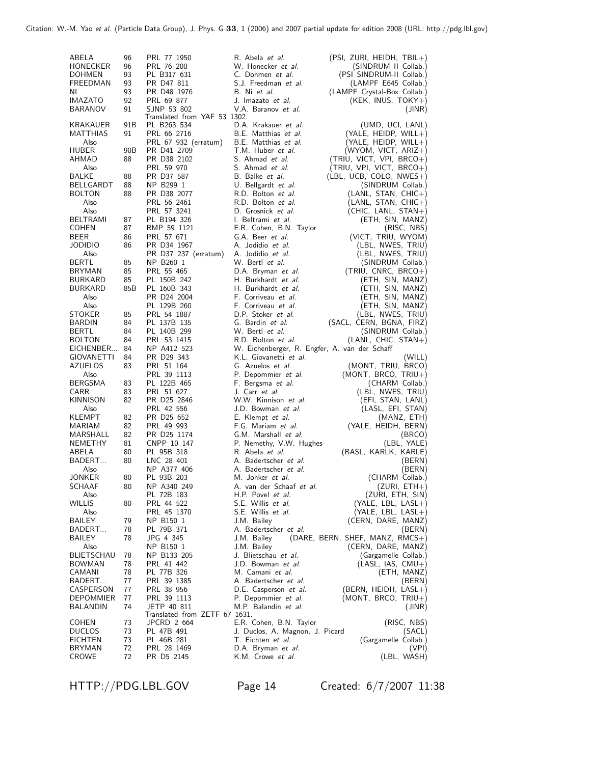| | | | | |
|---|---|---|---|---|
| ABELA | 96 | PRL 77 1950 | R. Abela *et al.* | (PSI, ZURI, HEIDH, TBIL+) |
| HONECKER | 96 | PRL 76 200 | W. Honecker *et al.* | (SINDRUM II Collab.) |
| DOHMEN | 93 | PL B317 631 | C. Dohmen *et al.* | (PSI SINDRUM-II Collab.) |
| FREEDMAN | 93 | PR D47 811 | S.J. Freedman *et al.* | (LAMPF E645 Collab.) |
| NI | 93 | PR D48 1976 | B. Ni *et al.* | (LAMPF Crystal-Box Collab.) |
| IMAZATO | 92 | PRL 69 877 | J. Imazato *et al.* | (KEK, INUS, TOKY+) |
| BARANOV | 91 | SJNP 53 802 | V.A. Baranov *et al.* | (JINR) |
| | | Translated from YAF 53 1302. | | |
| KRAKAUER | 91B | PL B263 534 | D.A. Krakauer *et al.* | (UMD, UCI, LANL) |
| MATTHIAS | 91 | PRL 66 2716 | B.E. Matthias *et al.* | (YALE, HEIDP, WILL+) |
| Also | | PRL 67 932 (erratum) | B.E. Matthias *et al.* | (YALE, HEIDP, WILL+) |
| HUBER | 90B | PR D41 2709 | T.M. Huber *et al.* | (WYOM, VICT, ARIZ+) |
| AHMAD | 88 | PR D38 2102 | S. Ahmad *et al.* | (TRIU, VICT, VPI, BRCO+) |
| Also | | PRL 59 970 | S. Ahmad *et al.* | (TRIU, VPI, VICT, BRCO+) |
| BALKE | 88 | PR D37 587 | B. Balke *et al.* | (LBL, UCB, COLO, NWES+) |
| BELLGARDT | 88 | NP B299 1 | U. Bellgardt *et al.* | (SINDRUM Collab.) |
| BOLTON | 88 | PR D38 2077 | R.D. Bolton *et al.* | (LANL, STAN, CHIC+) |
| Also | | PRL 56 2461 | R.D. Bolton *et al.* | (LANL, STAN, CHIC+) |
| Also | | PRL 57 3241 | D. Grosnick *et al.* | (CHIC, LANL, STAN+) |
| BELTRAMI | 87 | PL B194 326 | I. Beltrami *et al.* | (ETH, SIN, MANZ) |
| COHEN | 87 | RMP 59 1121 | E.R. Cohen, B.N. Taylor | (RISC, NBS) |
| BEER | 86 | PRL 57 671 | G.A. Beer *et al.* | (VICT, TRIU, WYOM) |
| JODIDIO | 86 | PR D34 1967 | A. Jodidio *et al.* | (LBL, NWES, TRIU) |
| Also | | PR D37 237 (erratum) | A. Jodidio *et al.* | (LBL, NWES, TRIU) |
| BERTL | 85 | NP B260 1 | W. Bertl *et al.* | (SINDRUM Collab.) |
| BRYMAN | 85 | PRL 55 465 | D.A. Bryman *et al.* | (TRIU, CNRC, BRCO+) |
| BURKARD | 85 | PL 150B 242 | H. Burkhardt *et al.* | (ETH, SIN, MANZ) |
| BURKARD | 85B | PL 160B 343 | H. Burkhardt *et al.* | (ETH, SIN, MANZ) |
| Also | | PR D24 2004 | F. Corriveau *et al.* | (ETH, SIN, MANZ) |
| Also | | PL 129B 260 | F. Corriveau *et al.* | (ETH, SIN, MANZ) |
| STOKER | 85 | PRL 54 1887 | D.P. Stoker *et al.* | (LBL, NWES, TRIU) |
| BARDIN | 84 | PL 137B 135 | G. Bardin *et al.* | (SACL, CERN, BGNA, FIRZ) |
| BERTL | 84 | PL 140B 299 | W. Bertl *et al.* | (SINDRUM Collab.) |
| BOLTON | 84 | PRL 53 1415 | R.D. Bolton *et al.* | (LANL, CHIC, STAN+) |
| EICHENBER... | 84 | NP A412 523 | W. Eichenberger, R. Engfer, A. van der Schaff | |
| GIOVANETTI | 84 | PR D29 343 | K.L. Giovanetti *et al.* | (WILL) |
| AZUELOS | 83 | PRL 51 164 | G. Azuelos *et al.* | (MONT, TRIU, BRCO) |
| Also | | PRL 39 1113 | P. Depommier *et al.* | (MONT, BRCO, TRIU+) |
| BERGSMA | 83 | PL 122B 465 | F. Bergsma *et al.* | (CHARM Collab.) |
| CARR | 83 | PRL 51 627 | J. Carr *et al.* | (LBL, NWES, TRIU) |
| KINNISON | 82 | PR D25 2846 | W.W. Kinnison *et al.* | (EFI, STAN, LANL) |
| Also | | PRL 42 556 | J.D. Bowman *et al.* | (LASL, EFI, STAN) |
| KLEMPT | 82 | PR D25 652 | E. Klempt *et al.* | (MANZ, ETH) |
| MARIAM | 82 | PRL 49 993 | F.G. Mariam *et al.* | (YALE, HEIDH, BERN) |
| MARSHALL | 82 | PR D25 1174 | G.M. Marshall *et al.* | (BRCO) |
| NEMETHY | 81 | CNPP 10 147 | P. Nemethy, V.W. Hughes | (LBL, YALE) |
| ABELA | 80 | PL 95B 318 | R. Abela *et al.* | (BASL, KARLK, KARLE) |
| BADERT... | 80 | LNC 28 401 | A. Badertscher *et al.* | (BERN) |
| Also | | NP A377 406 | A. Badertscher *et al.* | (BERN) |
| JONKER | 80 | PL 93B 203 | M. Jonker *et al.* | (CHARM Collab.) |
| SCHAAF | 80 | NP A340 249 | A. van der Schaaf *et al.* | (ZURI, ETH+) |
| Also | | PL 72B 183 | H.P. Povel *et al.* | (ZURI, ETH, SIN) |
| WILLIS | 80 | PRL 44 522 | S.E. Willis *et al.* | (YALE, LBL, LASL+) |
| Also | | PRL 45 1370 | S.E. Willis *et al.* | (YALE, LBL, LASL+) |
| BAILEY | 79 | NP B150 1 | J.M. Bailey | (CERN, DARE, MANZ) |
| BADERT... | 78 | PL 79B 371 | A. Badertscher *et al.* | (BERN) |
| BAILEY | 78 | JPG 4 345 | J.M. Bailey | (DARE, BERN, SHEF, MANZ, RMCS+) |
| Also | | NP B150 1 | J.M. Bailey | (CERN, DARE, MANZ) |
| BLIETSCHAU | 78 | NP B133 205 | J. Blietschau *et al.* | (Gargamelle Collab.) |
| BOWMAN | 78 | PRL 41 442 | J.D. Bowman *et al.* | (LASL, IAS, CMU+) |
| CAMANI | 78 | PL 77B 326 | M. Camani *et al.* | (ETH, MANZ) |
| BADERT... | 77 | PRL 39 1385 | A. Badertscher *et al.* | (BERN) |
| CASPERSON | 77 | PRL 38 956 | D.E. Casperson *et al.* | (BERN, HEIDH, LASL+) |
| DEPOMMIER | 77 | PRL 39 1113 | P. Depommier *et al.* | (MONT, BRCO, TRIU+) |
| BALANDIN | 74 | JETP 40 811 | M.P. Balandin *et al.* | (JINR) |
| | | Translated from ZETF 67 1631. | | |
| COHEN | 73 | JPCRD 2 664 | E.R. Cohen, B.N. Taylor | (RISC, NBS) |
| DUCLOS | 73 | PL 47B 491 | J. Duclos, A. Magnon, J. Picard | (SACL) |
| EICHTEN | 73 | PL 46B 281 | T. Eichten *et al.* | (Gargamelle Collab.) |
| BRYMAN | 72 | PRL 28 1469 | D.A. Bryman *et al.* | (VPI) |
| CROWE | 72 | PR D5 2145 | K.M. Crowe *et al.* | (LBL, WASH) |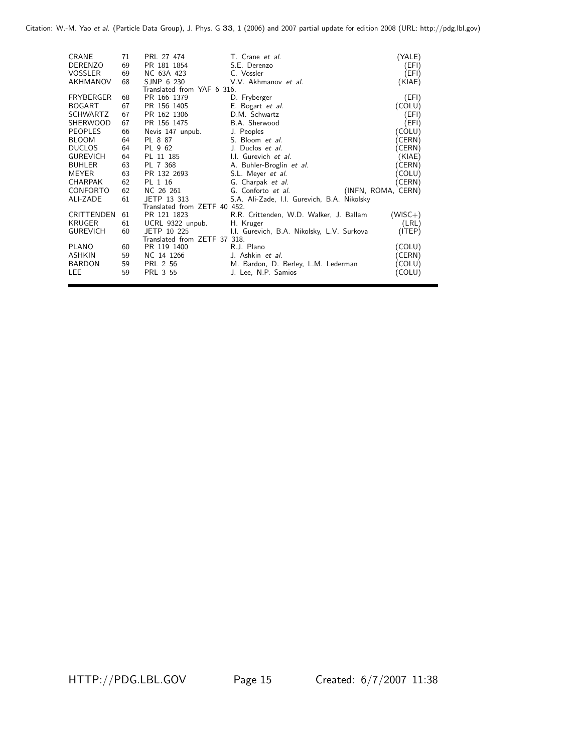| | | | | |
|---|---|---|---|---|
| CRANE | 71 | PRL 27 474 | T. Crane *et al.* | (YALE) |
| DERENZO | 69 | PR 181 1854 | S.E. Derenzo | (EFI) |
| VOSSLER | 69 | NC 63A 423 | C. Vossler | (EFI) |
| AKHMANOV | 68 | SJNP 6 230 | V.V. Akhmanov *et al.* | (KIAE) |
| | | Translated from YAF 6 316. | | |
| FRYBERGER | 68 | PR 166 1379 | D. Fryberger | (EFI) |
| BOGART | 67 | PR 156 1405 | E. Bogart *et al.* | (COLU) |
| SCHWARTZ | 67 | PR 162 1306 | D.M. Schwartz | (EFI) |
| SHERWOOD | 67 | PR 156 1475 | B.A. Sherwood | (EFI) |
| PEOPLES | 66 | Nevis 147 unpub. | J. Peoples | (COLU) |
| BLOOM | 64 | PL 8 87 | S. Bloom *et al.* | (CERN) |
| DUCLOS | 64 | PL 9 62 | J. Duclos *et al.* | (CERN) |
| GUREVICH | 64 | PL 11 185 | I.I. Gurevich *et al.* | (KIAE) |
| BUHLER | 63 | PL 7 368 | A. Buhler-Broglin *et al.* | (CERN) |
| MEYER | 63 | PR 132 2693 | S.L. Meyer *et al.* | (COLU) |
| CHARPAK | 62 | PL 1 16 | G. Charpak *et al.* | (CERN) |
| CONFORTO | 62 | NC 26 261 | G. Conforto *et al.* | (INFN, ROMA, CERN) |
| ALI-ZADE | 61 | JETP 13 313 | S.A. Ali-Zade, I.I. Gurevich, B.A. Nikolsky | |
| | | Translated from ZETF 40 452. | | |
| CRITTENDEN | 61 | PR 121 1823 | R.R. Crittenden, W.D. Walker, J. Ballam | (WISC+) |
| KRUGER | 61 | UCRL 9322 unpub. | H. Kruger | (LRL) |
| GUREVICH | 60 | JETP 10 225 | I.I. Gurevich, B.A. Nikolsky, L.V. Surkova | (ITEP) |
| | | Translated from ZETF 37 318. | | |
| PLANO | 60 | PR 119 1400 | R.J. Plano | (COLU) |
| ASHKIN | 59 | NC 14 1266 | J. Ashkin *et al.* | (CERN) |
| BARDON | 59 | PRL 2 56 | M. Bardon, D. Berley, L.M. Lederman | (COLU) |
| LEE | 59 | PRL 3 55 | J. Lee, N.P. Samios | (COLU) |